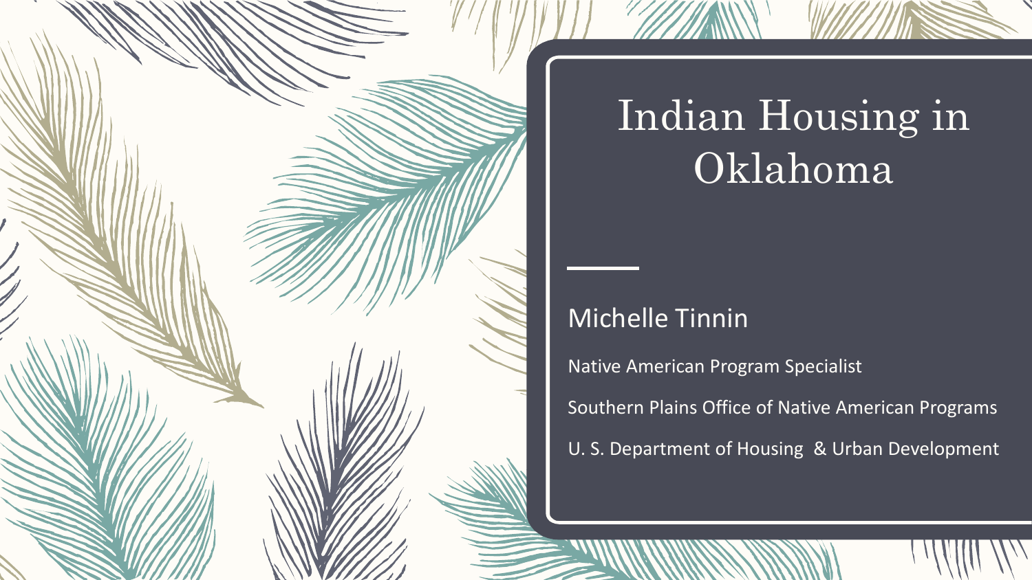# Indian Housing in Oklahoma

Michelle Tinnin

Native American Program Specialist

Southern Plains Office of Native American Programs

U. S. Department of Housing & Urban Development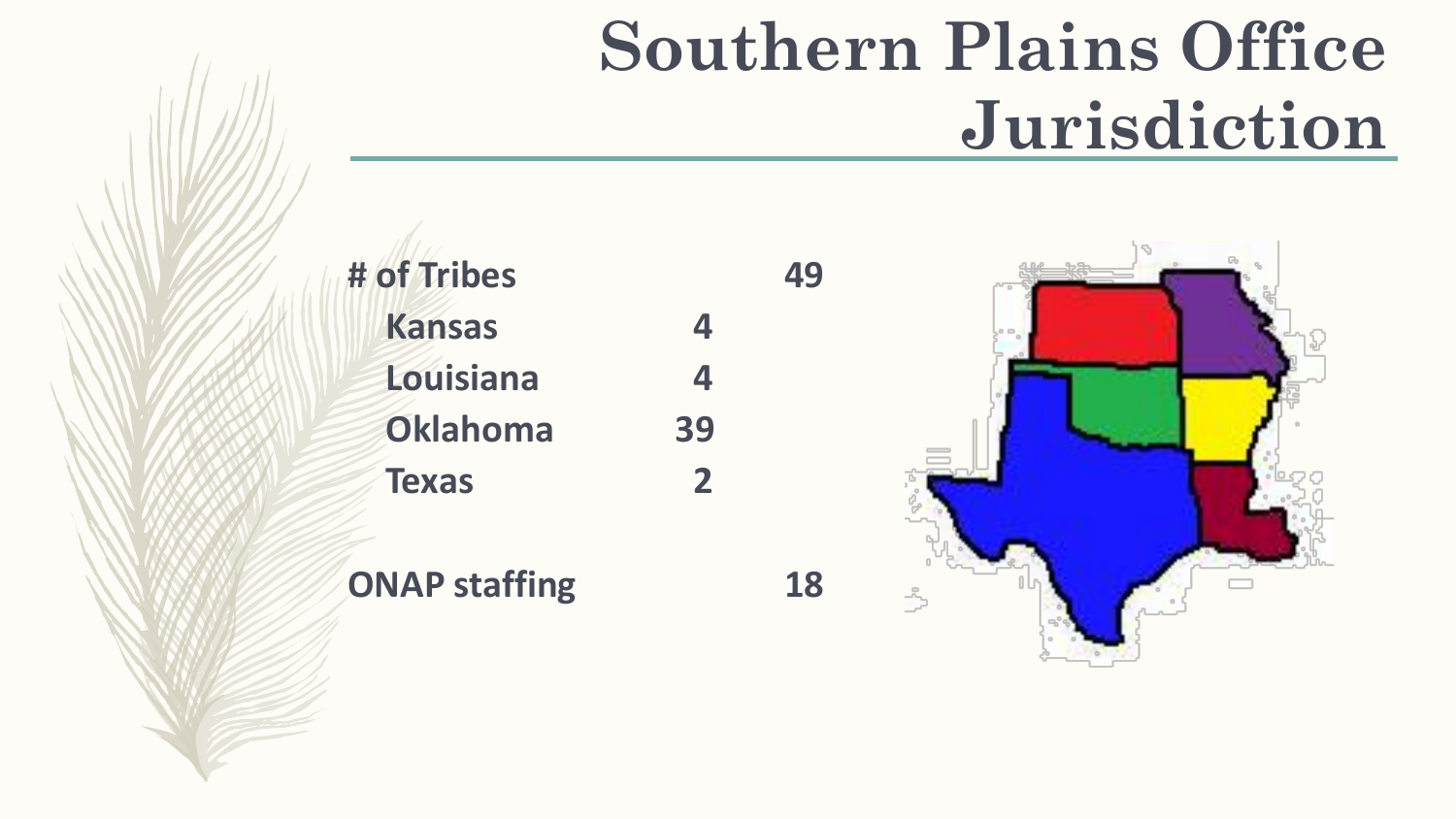# Southern Plains Office Jurisdiction

| # of Tribes | | 49 |
| --- | --- | --- |
| Kansas | 4 | |
| Louisiana | 4 | |
| Oklahoma | 39 | |
| Texas | 2 | |
| | | |
| ONAP staffing | | 18 |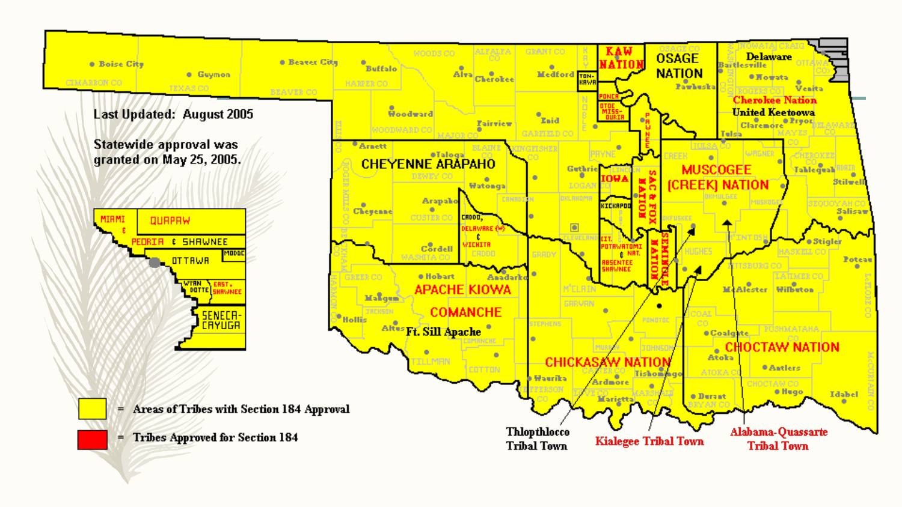Last Updated: August 2005

Statewide approval was granted on May 25, 2005.

= Areas of Tribes with Section 184 Approval

= Tribes Approved for Section 184

CHEYENNE ARAPAHO

APACHE KIOWA

COMANCHE

Ft. Sill Apache

CADDO, DELAWARE (W) & WICHITA

KAW NATION

TONKAWA

PONCA

OTOE MISSOURIA

PAWNEE

OSAGE NATION

Delaware

Cherokee Nation

United Keetoowa

IOWA

KICKAPOO

SAC & FOX NATION

CIT. POTAWATOMI & NAT.

ABSENTEE SHAWNEE

SEMINOLE NATION

MUSCOGEE (CREEK) NATION

CHICKASAW NATION

CHOCTAW NATION

MIAMI & PEORIA

QUAPAW

SHAWNEE

MODOC

OTTAWA

WYANDOTTE

EAST. SHAWNEE

SENECA-CAYUGA

Thlopthlocco Tribal Town

Kialegee Tribal Town

Alabama-Quassarte Tribal Town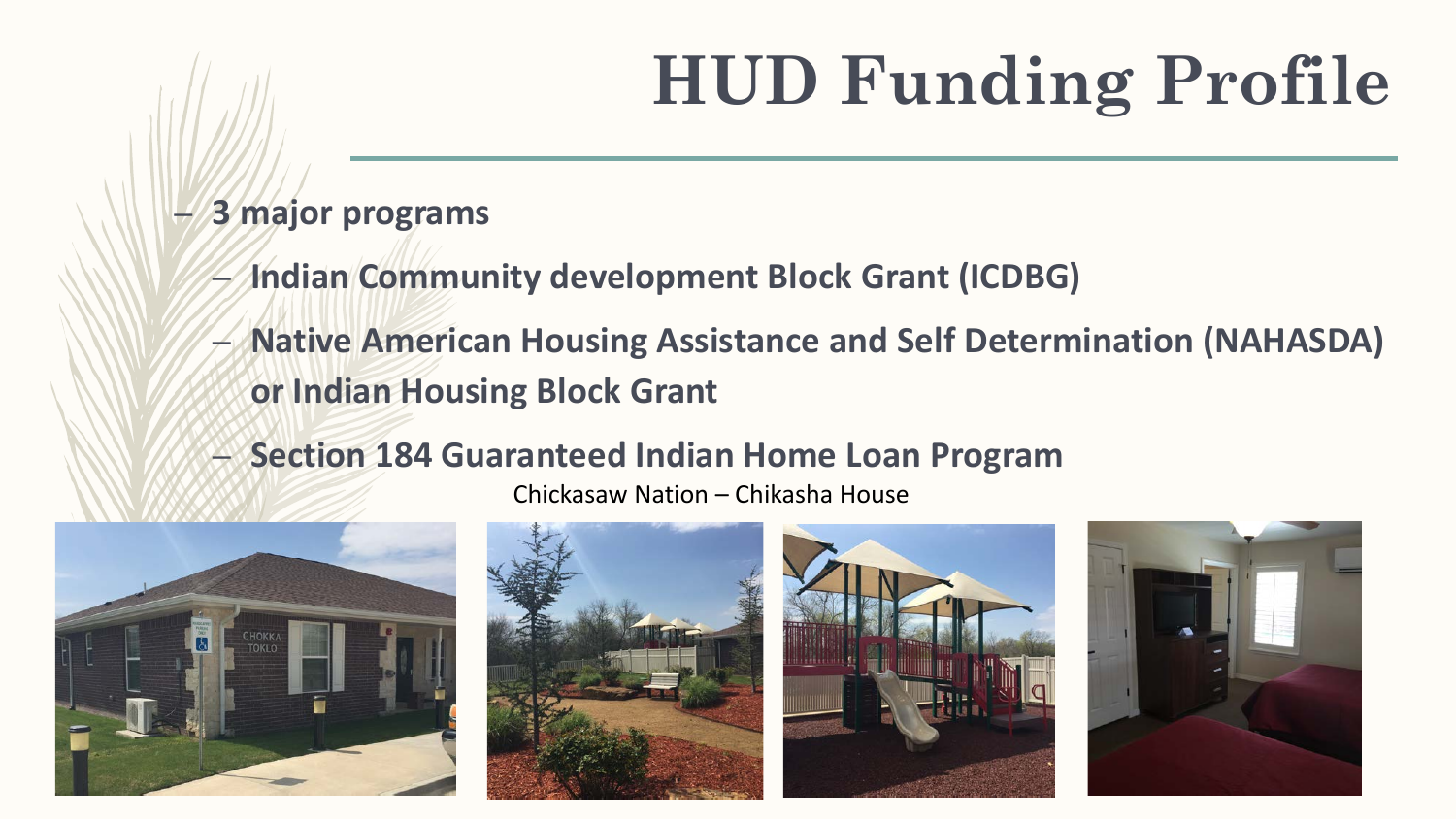# HUD Funding Profile

- **3 major programs**
  - **Indian Community development Block Grant (ICDBG)**
  - **Native American Housing Assistance and Self Determination (NAHASDA) or Indian Housing Block Grant**
  - **Section 184 Guaranteed Indian Home Loan Program**

Chickasaw Nation – Chikasha House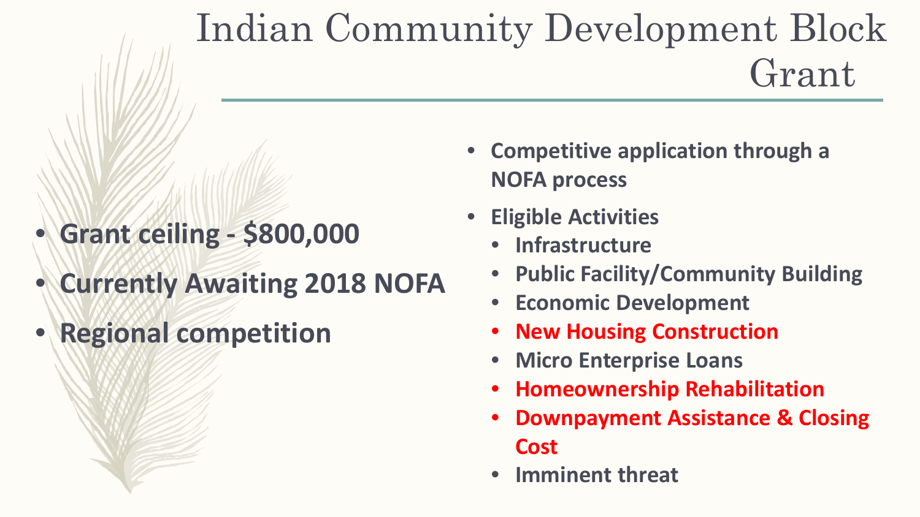# Indian Community Development Block Grant

- **Grant ceiling - $800,000**
- **Currently Awaiting 2018 NOFA**
- **Regional competition**

- **Competitive application through a NOFA process**
- **Eligible Activities**
  - **Infrastructure**
  - **Public Facility/Community Building**
  - **Economic Development**
  - **New Housing Construction**
  - **Micro Enterprise Loans**
  - **Homeownership Rehabilitation**
  - **Downpayment Assistance & Closing Cost**
  - **Imminent threat**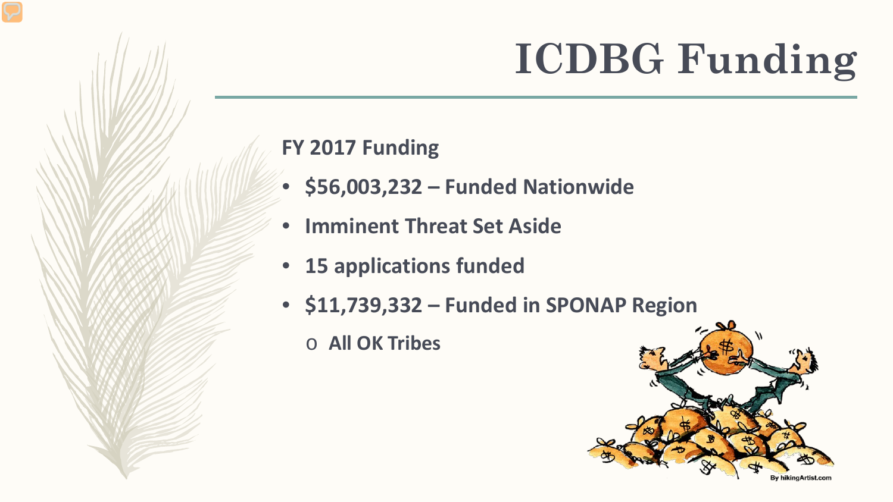# ICDBG Funding

**FY 2017 Funding**

- **$56,003,232 – Funded Nationwide**
- **Imminent Threat Set Aside**
- **15 applications funded**
- **$11,739,332 – Funded in SPONAP Region**
  - **All OK Tribes**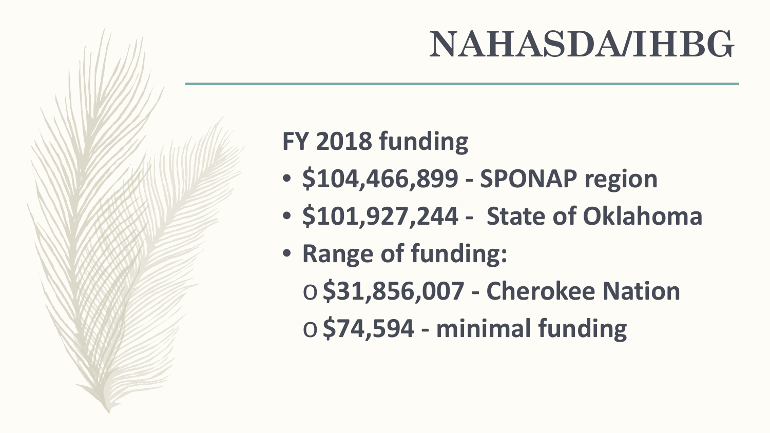# NAHASDA/IHBG

**FY 2018 funding**

- **$104,466,899 - SPONAP region**
- **$101,927,244 - State of Oklahoma**
- **Range of funding:**
  - **$31,856,007 - Cherokee Nation**
  - **$74,594 - minimal funding**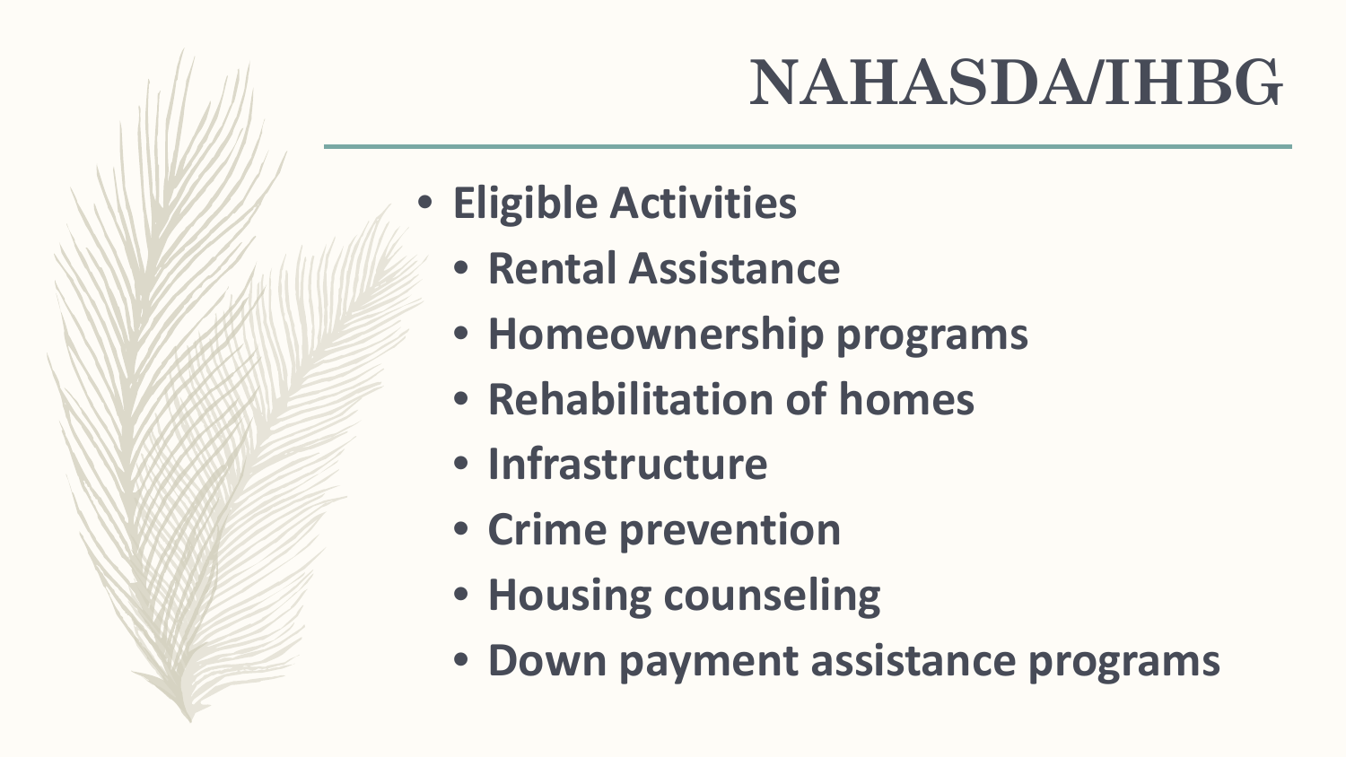# NAHASDA/IHBG

- **Eligible Activities**
  - **Rental Assistance**
  - **Homeownership programs**
  - **Rehabilitation of homes**
  - **Infrastructure**
  - **Crime prevention**
  - **Housing counseling**
  - **Down payment assistance programs**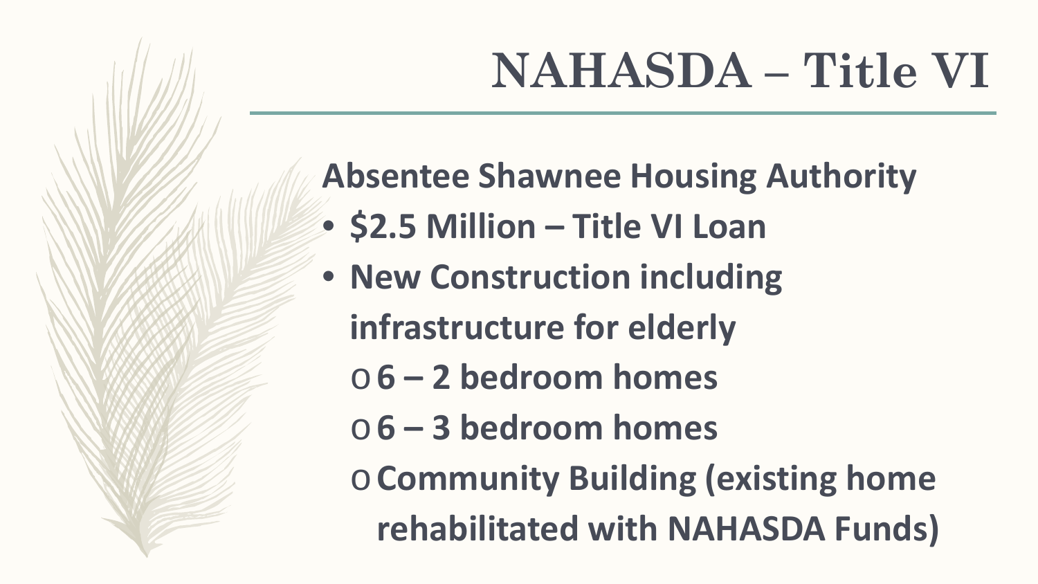# NAHASDA – Title VI

**Absentee Shawnee Housing Authority**

- **$2.5 Million – Title VI Loan**
- **New Construction including infrastructure for elderly**
  - **6 – 2 bedroom homes**
  - **6 – 3 bedroom homes**
  - **Community Building (existing home rehabilitated with NAHASDA Funds)**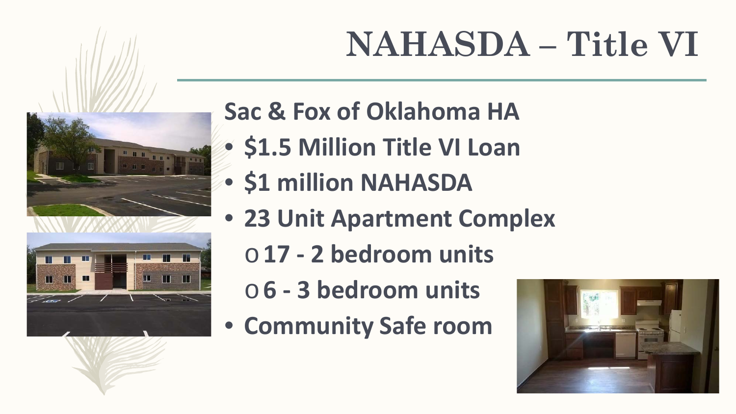# NAHASDA – Title VI

**Sac & Fox of Oklahoma HA**

- **$1.5 Million Title VI Loan**
- **$1 million NAHASDA**
- **23 Unit Apartment Complex**
  - **17 - 2 bedroom units**
  - **6 - 3 bedroom units**
- **Community Safe room**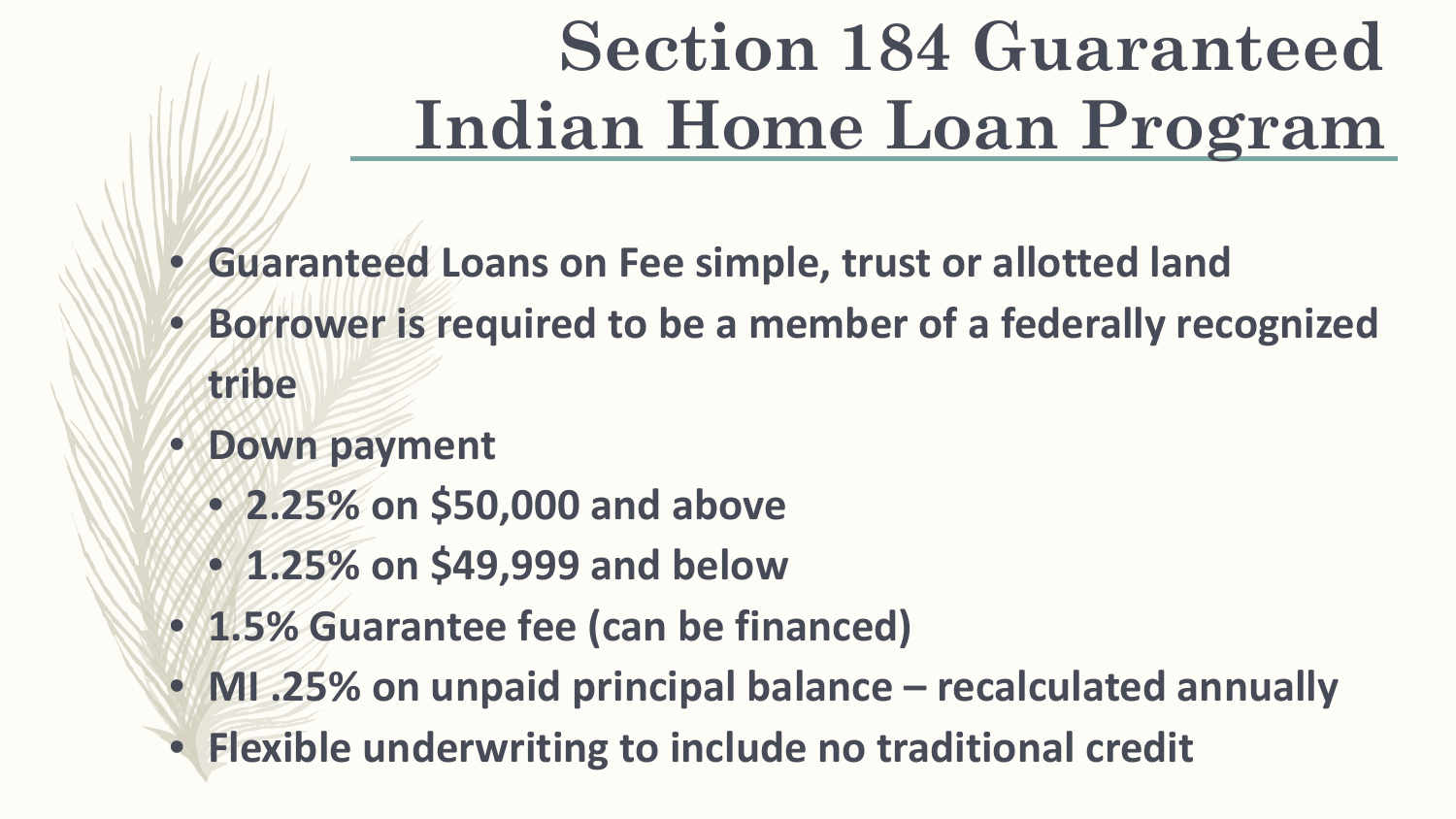# Section 184 Guaranteed Indian Home Loan Program

- Guaranteed Loans on Fee simple, trust or allotted land
- Borrower is required to be a member of a federally recognized tribe
- Down payment
  - 2.25% on $50,000 and above
  - 1.25% on $49,999 and below
- 1.5% Guarantee fee (can be financed)
- MI .25% on unpaid principal balance – recalculated annually
- Flexible underwriting to include no traditional credit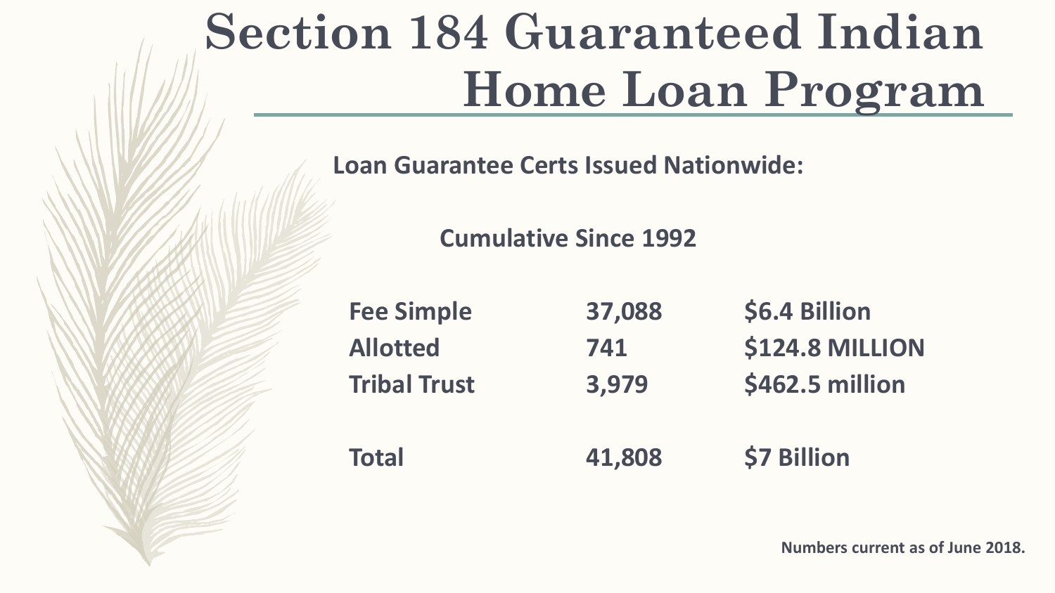# Section 184 Guaranteed Indian Home Loan Program

**Loan Guarantee Certs Issued Nationwide:**

**Cumulative Since 1992**

| | | |
|---|---|---|
| **Fee Simple** | **37,088** | **$6.4 Billion** |
| **Allotted** | **741** | **$124.8 MILLION** |
| **Tribal Trust** | **3,979** | **$462.5 million** |
| **Total** | **41,808** | **$7 Billion** |

**Numbers current as of June 2018.**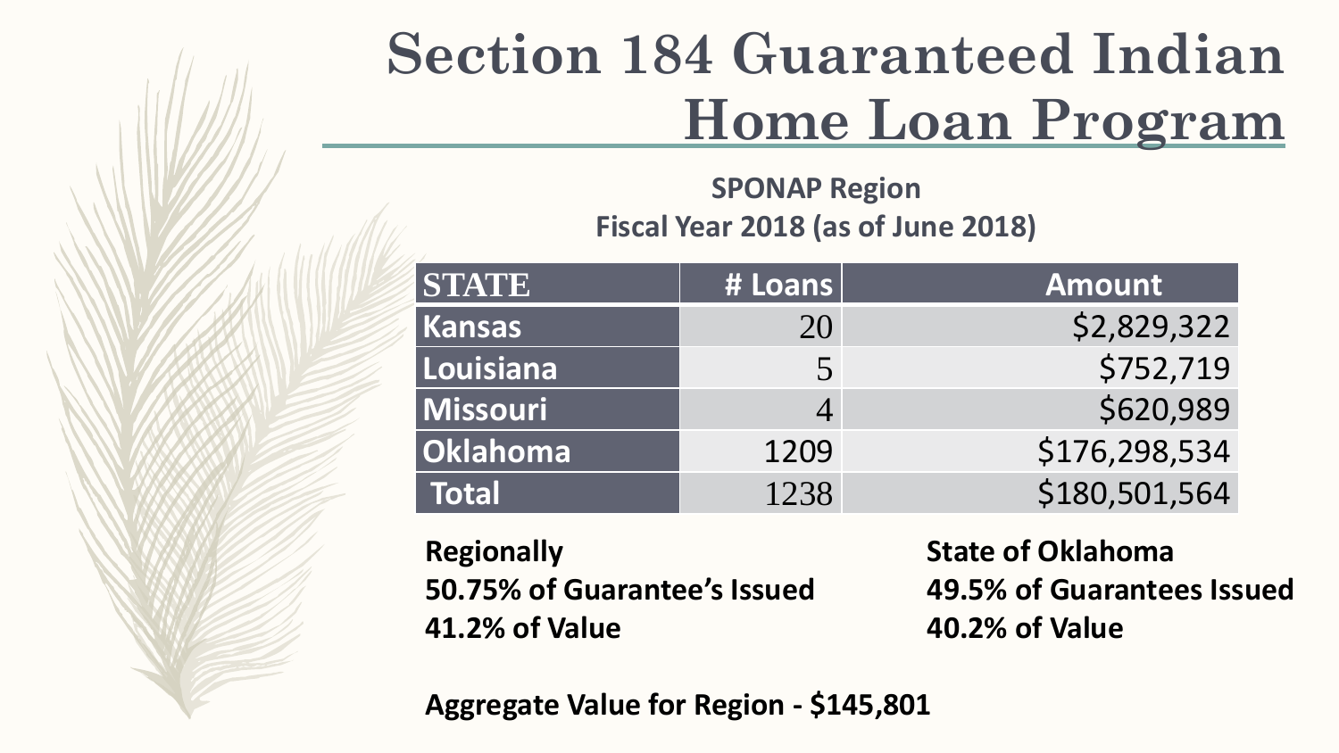# Section 184 Guaranteed Indian Home Loan Program

**SPONAP Region**
**Fiscal Year 2018 (as of June 2018)**

| STATE | # Loans | Amount |
|---|---|---|
| Kansas | 20 | $2,829,322 |
| Louisiana | 5 | $752,719 |
| Missouri | 4 | $620,989 |
| Oklahoma | 1209 | $176,298,534 |
| Total | 1238 | $180,501,564 |

**Regionally**
**50.75% of Guarantee's Issued**
**41.2% of Value**

**State of Oklahoma**
**49.5% of Guarantees Issued**
**40.2% of Value**

**Aggregate Value for Region - $145,801**